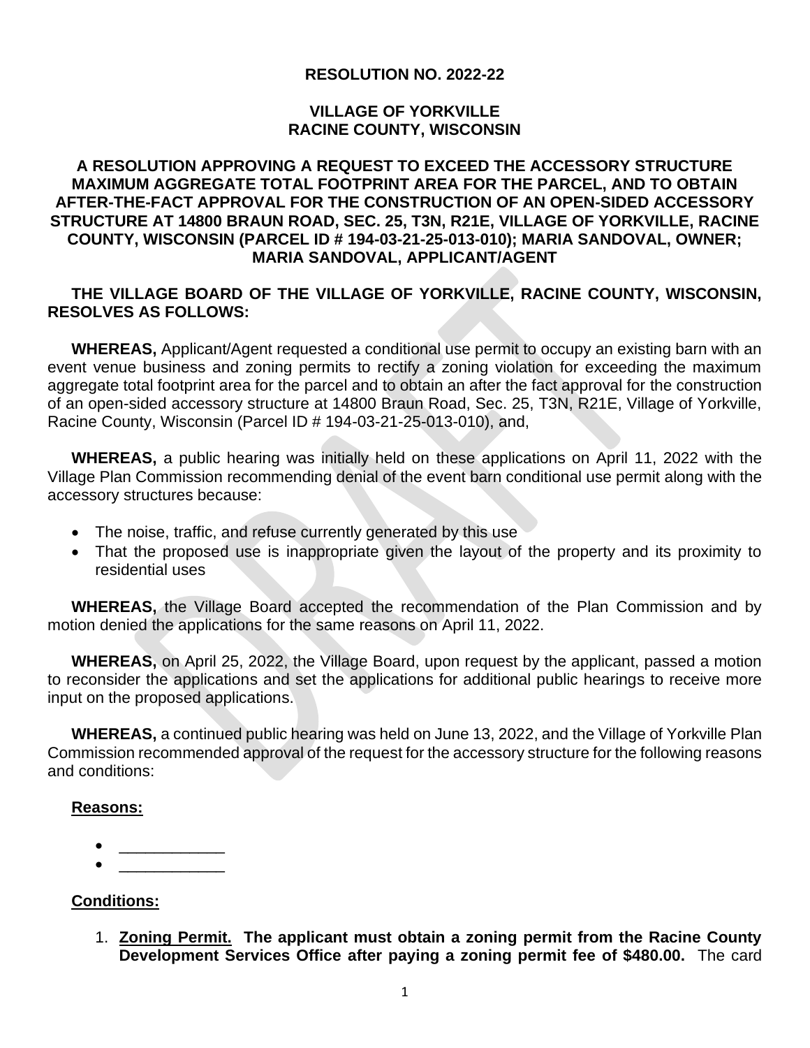**RESOLUTION NO. 2022-22**

**VILLAGE OF YORKVILLE**
**RACINE COUNTY, WISCONSIN**

**A RESOLUTION APPROVING A REQUEST TO EXCEED THE ACCESSORY STRUCTURE MAXIMUM AGGREGATE TOTAL FOOTPRINT AREA FOR THE PARCEL, AND TO OBTAIN AFTER-THE-FACT APPROVAL FOR THE CONSTRUCTION OF AN OPEN-SIDED ACCESSORY STRUCTURE AT 14800 BRAUN ROAD, SEC. 25, T3N, R21E, VILLAGE OF YORKVILLE, RACINE COUNTY, WISCONSIN (PARCEL ID # 194-03-21-25-013-010); MARIA SANDOVAL, OWNER; MARIA SANDOVAL, APPLICANT/AGENT**

**THE VILLAGE BOARD OF THE VILLAGE OF YORKVILLE, RACINE COUNTY, WISCONSIN, RESOLVES AS FOLLOWS:**

**WHEREAS,** Applicant/Agent requested a conditional use permit to occupy an existing barn with an event venue business and zoning permits to rectify a zoning violation for exceeding the maximum aggregate total footprint area for the parcel and to obtain an after the fact approval for the construction of an open-sided accessory structure at 14800 Braun Road, Sec. 25, T3N, R21E, Village of Yorkville, Racine County, Wisconsin (Parcel ID # 194-03-21-25-013-010), and,

**WHEREAS,** a public hearing was initially held on these applications on April 11, 2022 with the Village Plan Commission recommending denial of the event barn conditional use permit along with the accessory structures because:

- The noise, traffic, and refuse currently generated by this use
- That the proposed use is inappropriate given the layout of the property and its proximity to residential uses

**WHEREAS,** the Village Board accepted the recommendation of the Plan Commission and by motion denied the applications for the same reasons on April 11, 2022.

**WHEREAS,** on April 25, 2022, the Village Board, upon request by the applicant, passed a motion to reconsider the applications and set the applications for additional public hearings to receive more input on the proposed applications.

**WHEREAS,** a continued public hearing was held on June 13, 2022, and the Village of Yorkville Plan Commission recommended approval of the request for the accessory structure for the following reasons and conditions:

**Reasons:**

- ____________
- ____________

**Conditions:**

1. **Zoning Permit. The applicant must obtain a zoning permit from the Racine County Development Services Office after paying a zoning permit fee of $480.00.** The card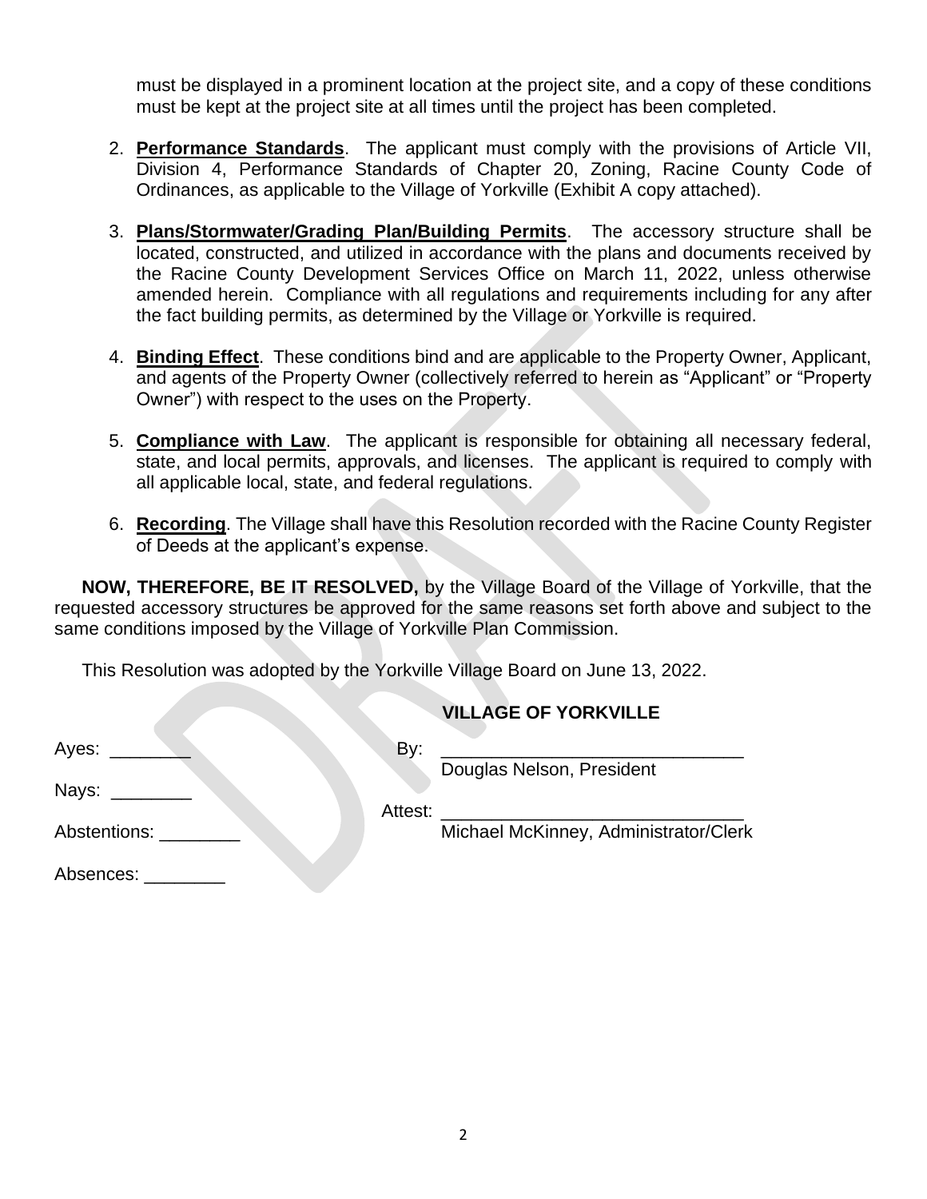must be displayed in a prominent location at the project site, and a copy of these conditions must be kept at the project site at all times until the project has been completed.

2. **Performance Standards**. The applicant must comply with the provisions of Article VII, Division 4, Performance Standards of Chapter 20, Zoning, Racine County Code of Ordinances, as applicable to the Village of Yorkville (Exhibit A copy attached).

3. **Plans/Stormwater/Grading Plan/Building Permits**. The accessory structure shall be located, constructed, and utilized in accordance with the plans and documents received by the Racine County Development Services Office on March 11, 2022, unless otherwise amended herein. Compliance with all regulations and requirements including for any after the fact building permits, as determined by the Village or Yorkville is required.

4. **Binding Effect**. These conditions bind and are applicable to the Property Owner, Applicant, and agents of the Property Owner (collectively referred to herein as "Applicant" or "Property Owner") with respect to the uses on the Property.

5. **Compliance with Law**. The applicant is responsible for obtaining all necessary federal, state, and local permits, approvals, and licenses. The applicant is required to comply with all applicable local, state, and federal regulations.

6. **Recording**. The Village shall have this Resolution recorded with the Racine County Register of Deeds at the applicant's expense.

**NOW, THEREFORE, BE IT RESOLVED,** by the Village Board of the Village of Yorkville, that the requested accessory structures be approved for the same reasons set forth above and subject to the same conditions imposed by the Village of Yorkville Plan Commission.

This Resolution was adopted by the Yorkville Village Board on June 13, 2022.

**VILLAGE OF YORKVILLE**

Ayes: ________

By: ______________________________
Douglas Nelson, President

Nays: ________

Attest: ______________________________
Michael McKinney, Administrator/Clerk

Abstentions: ________

Absences: ________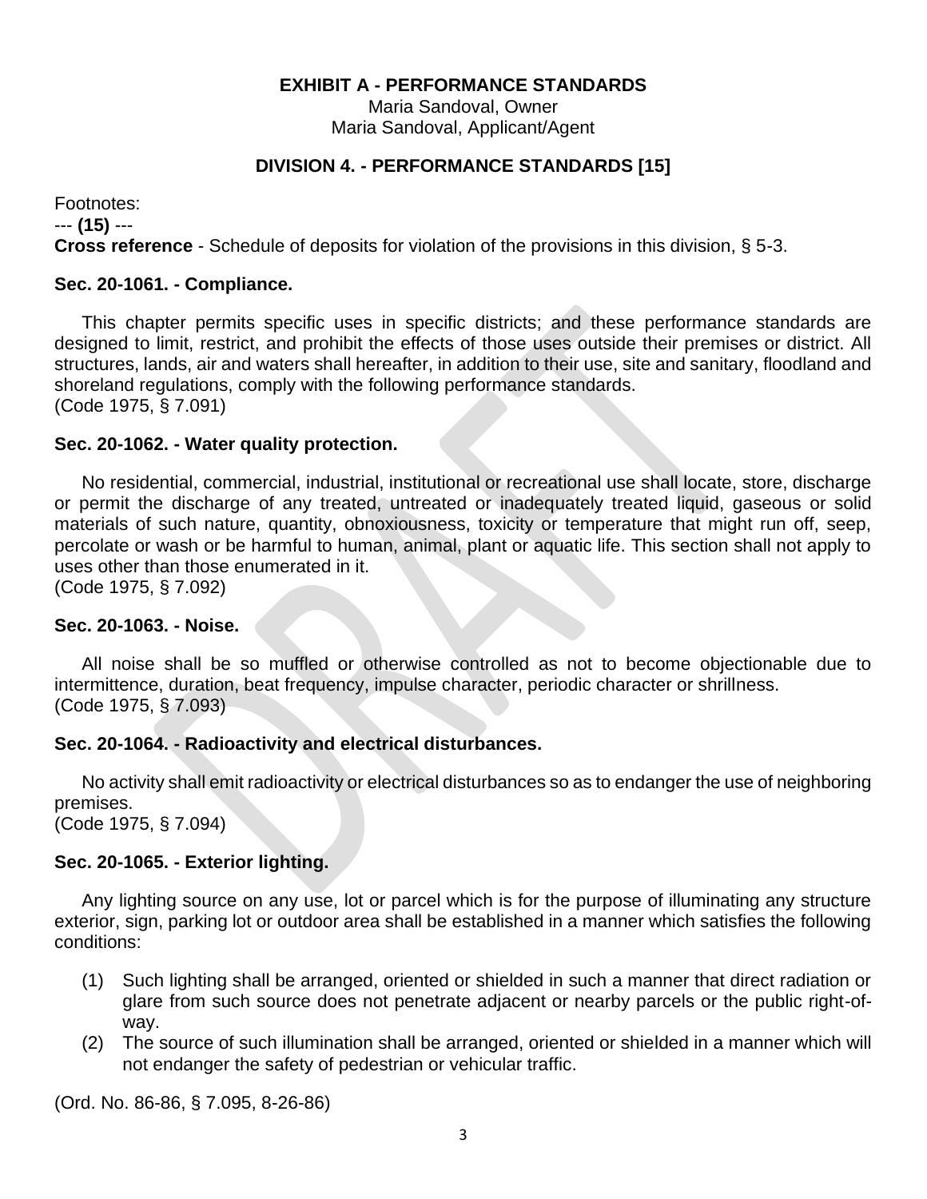**EXHIBIT A - PERFORMANCE STANDARDS**

Maria Sandoval, Owner
Maria Sandoval, Applicant/Agent

## DIVISION 4. - PERFORMANCE STANDARDS [15]

Footnotes:

--- **(15)** ---

**Cross reference** - Schedule of deposits for violation of the provisions in this division, § 5-3.

### Sec. 20-1061. - Compliance.

This chapter permits specific uses in specific districts; and these performance standards are designed to limit, restrict, and prohibit the effects of those uses outside their premises or district. All structures, lands, air and waters shall hereafter, in addition to their use, site and sanitary, floodland and shoreland regulations, comply with the following performance standards.
(Code 1975, § 7.091)

### Sec. 20-1062. - Water quality protection.

No residential, commercial, industrial, institutional or recreational use shall locate, store, discharge or permit the discharge of any treated, untreated or inadequately treated liquid, gaseous or solid materials of such nature, quantity, obnoxiousness, toxicity or temperature that might run off, seep, percolate or wash or be harmful to human, animal, plant or aquatic life. This section shall not apply to uses other than those enumerated in it.
(Code 1975, § 7.092)

### Sec. 20-1063. - Noise.

All noise shall be so muffled or otherwise controlled as not to become objectionable due to intermittence, duration, beat frequency, impulse character, periodic character or shrillness.
(Code 1975, § 7.093)

### Sec. 20-1064. - Radioactivity and electrical disturbances.

No activity shall emit radioactivity or electrical disturbances so as to endanger the use of neighboring premises.
(Code 1975, § 7.094)

### Sec. 20-1065. - Exterior lighting.

Any lighting source on any use, lot or parcel which is for the purpose of illuminating any structure exterior, sign, parking lot or outdoor area shall be established in a manner which satisfies the following conditions:

(1) Such lighting shall be arranged, oriented or shielded in such a manner that direct radiation or glare from such source does not penetrate adjacent or nearby parcels or the public right-of-way.

(2) The source of such illumination shall be arranged, oriented or shielded in a manner which will not endanger the safety of pedestrian or vehicular traffic.

(Ord. No. 86-86, § 7.095, 8-26-86)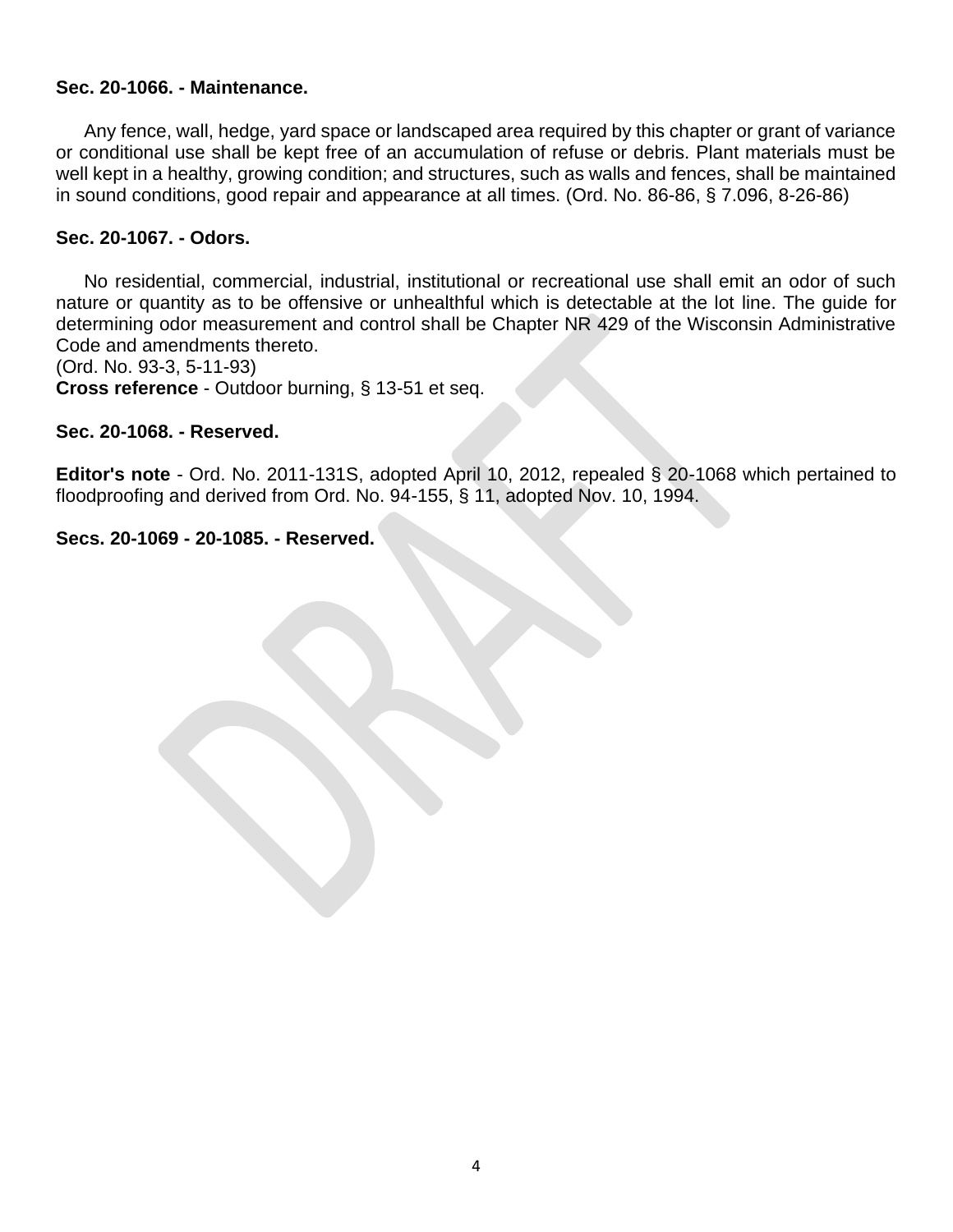**Sec. 20-1066. - Maintenance.**

Any fence, wall, hedge, yard space or landscaped area required by this chapter or grant of variance or conditional use shall be kept free of an accumulation of refuse or debris. Plant materials must be well kept in a healthy, growing condition; and structures, such as walls and fences, shall be maintained in sound conditions, good repair and appearance at all times. (Ord. No. 86-86, § 7.096, 8-26-86)

**Sec. 20-1067. - Odors.**

No residential, commercial, industrial, institutional or recreational use shall emit an odor of such nature or quantity as to be offensive or unhealthful which is detectable at the lot line. The guide for determining odor measurement and control shall be Chapter NR 429 of the Wisconsin Administrative Code and amendments thereto.
(Ord. No. 93-3, 5-11-93)
**Cross reference** - Outdoor burning, § 13-51 et seq.

**Sec. 20-1068. - Reserved.**

**Editor's note** - Ord. No. 2011-131S, adopted April 10, 2012, repealed § 20-1068 which pertained to floodproofing and derived from Ord. No. 94-155, § 11, adopted Nov. 10, 1994.

**Secs. 20-1069 - 20-1085. - Reserved.**